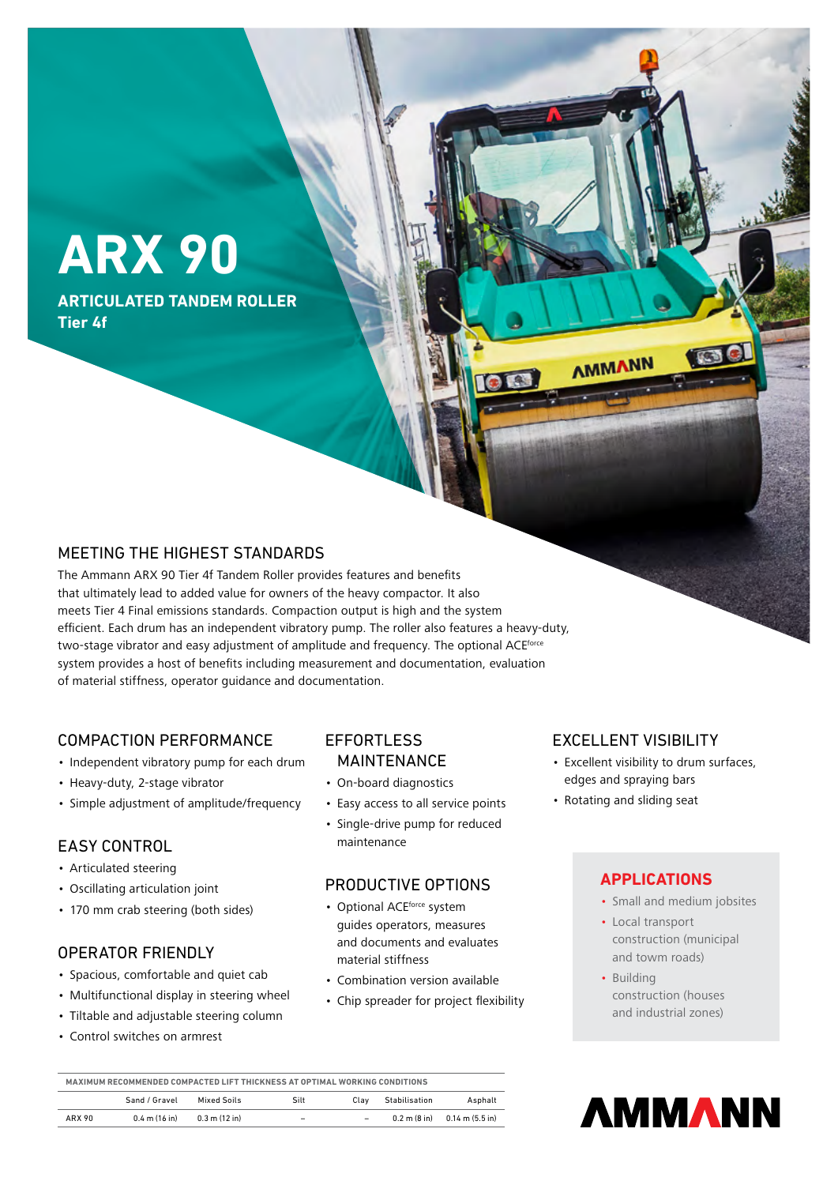# ARX 90

**ARTICULATED TANDEM ROLLER**
**Tier 4f**

## MEETING THE HIGHEST STANDARDS

The Ammann ARX 90 Tier 4f Tandem Roller provides features and benefits that ultimately lead to added value for owners of the heavy compactor. It also meets Tier 4 Final emissions standards. Compaction output is high and the system efficient. Each drum has an independent vibratory pump. The roller also features a heavy-duty, two-stage vibrator and easy adjustment of amplitude and frequency. The optional ACE^force system provides a host of benefits including measurement and documentation, evaluation of material stiffness, operator guidance and documentation.

## COMPACTION PERFORMANCE

- Independent vibratory pump for each drum
- Heavy-duty, 2-stage vibrator
- Simple adjustment of amplitude/frequency

## EASY CONTROL

- Articulated steering
- Oscillating articulation joint
- 170 mm crab steering (both sides)

## OPERATOR FRIENDLY

- Spacious, comfortable and quiet cab
- Multifunctional display in steering wheel
- Tiltable and adjustable steering column
- Control switches on armrest

## EFFORTLESS MAINTENANCE

- On-board diagnostics
- Easy access to all service points
- Single-drive pump for reduced maintenance

## PRODUCTIVE OPTIONS

- Optional ACE^force system guides operators, measures and documents and evaluates material stiffness
- Combination version available
- Chip spreader for project flexibility

## EXCELLENT VISIBILITY

- Excellent visibility to drum surfaces, edges and spraying bars
- Rotating and sliding seat

## APPLICATIONS

- Small and medium jobsites
- Local transport construction (municipal and towm roads)
- Building construction (houses and industrial zones)

**MAXIMUM RECOMMENDED COMPACTED LIFT THICKNESS AT OPTIMAL WORKING CONDITIONS**

| | Sand / Gravel | Mixed Soils | Silt | Clay | Stabilisation | Asphalt |
|---|---|---|---|---|---|---|
| ARX 90 | 0.4 m (16 in) | 0.3 m (12 in) | – | – | 0.2 m (8 in) | 0.14 m (5.5 in) |

AMMANN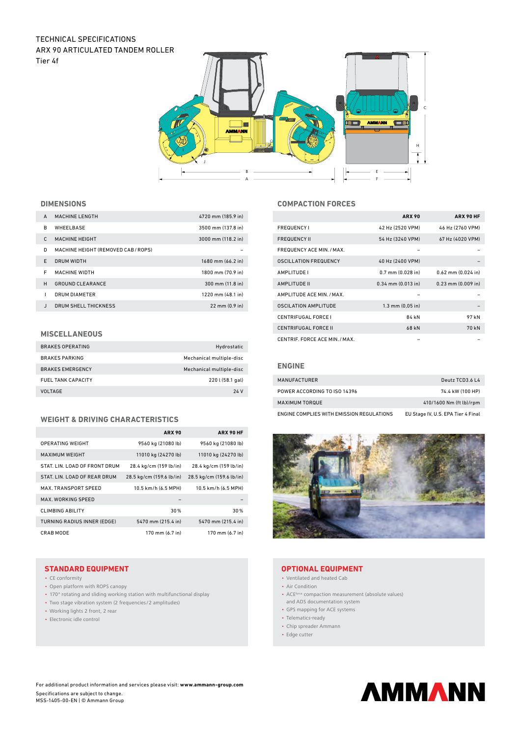TECHNICAL SPECIFICATIONS
ARX 90 ARTICULATED TANDEM ROLLER
Tier 4f

## DIMENSIONS

| | | |
|---|---|---|
| A | MACHINE LENGTH | 4720 mm (185.9 in) |
| B | WHEELBASE | 3500 mm (137.8 in) |
| C | MACHINE HEIGHT | 3000 mm (118.2 in) |
| D | MACHINE HEIGHT (REMOVED CAB / ROPS) | – |
| E | DRUM WIDTH | 1680 mm (66.2 in) |
| F | MACHINE WIDTH | 1800 mm (70.9 in) |
| H | GROUND CLEARANCE | 300 mm (11.8 in) |
| I | DRUM DIAMETER | 1220 mm (48.1 in) |
| J | DRUM SHELL THICKNESS | 22 mm (0.9 in) |

## MISCELLANEOUS

| | |
|---|---|
| BRAKES OPERATING | Hydrostatic |
| BRAKES PARKING | Mechanical multiple-disc |
| BRAKES EMERGENCY | Mechanical multiple-disc |
| FUEL TANK CAPACITY | 220 l (58.1 gal) |
| VOLTAGE | 24 V |

## WEIGHT & DRIVING CHARACTERISTICS

| | ARX 90 | ARX 90 HF |
|---|---|---|
| OPERATING WEIGHT | 9560 kg (21080 lb) | 9560 kg (21080 lb) |
| MAXIMUM WEIGHT | 11010 kg (24270 lb) | 11010 kg (24270 lb) |
| STAT. LIN. LOAD OF FRONT DRUM | 28.4 kg/cm (159 lb/in) | 28.4 kg/cm (159 lb/in) |
| STAT. LIN. LOAD OF REAR DRUM | 28.5 kg/cm (159.6 lb/in) | 28.5 kg/cm (159.6 lb/in) |
| MAX. TRANSPORT SPEED | 10.5 km/h (6.5 MPH) | 10.5 km/h (6.5 MPH) |
| MAX. WORKING SPEED | – | – |
| CLIMBING ABILITY | 30 % | 30 % |
| TURNING RADIUS INNER (EDGE) | 5470 mm (215.4 in) | 5470 mm (215.4 in) |
| CRAB MODE | 170 mm (6.7 in) | 170 mm (6.7 in) |

## COMPACTION FORCES

| | ARX 90 | ARX 90 HF |
|---|---|---|
| FREQUENCY I | 42 Hz (2520 VPM) | 46 Hz (2760 VPM) |
| FREQUENCY II | 54 Hz (3240 VPM) | 67 Hz (4020 VPM) |
| FREQUENCY ACE MIN. / MAX. | – | – |
| OSCILLATION FREQUENCY | 40 Hz (2400 VPM) | – |
| AMPLITUDE I | 0.7 mm (0.028 in) | 0.62 mm (0.024 in) |
| AMPLITUDE II | 0.34 mm (0.013 in) | 0.23 mm (0.009 in) |
| AMPLITUDE ACE MIN. / MAX. | – | – |
| OSCILATION AMPLITUDE | 1.3 mm (0,05 in) | – |
| CENTRIFUGAL FORCE I | 84 kN | 97 kN |
| CENTRIFUGAL FORCE II | 68 kN | 70 kN |
| CENTRIF. FORCE ACE MIN. / MAX. | – | – |

## ENGINE

| | |
|---|---|
| MANUFACTURER | Deutz TCD3.6 L4 |
| POWER ACCORDING TO ISO 14396 | 74.4 kW (100 HP) |
| MAXIMUM TORQUE | 410/1600 Nm (ft lb)/rpm |
| ENGINE COMPLIES WITH EMISSION REGULATIONS | EU Stage IV, U.S. EPA Tier 4 Final |

## STANDARD EQUIPMENT

- CE conformity
- Open platform with ROPS canopy
- 170° rotating and sliding working station with multifunctional display
- Two stage vibration system (2 frequencies/2 amplitudes)
- Working lights 2 front, 2 rear
- Electronic idle control

## OPTIONAL EQUIPMENT

- Ventilated and heated Cab
- Air Condition
- ACE[force] compaction measurement (absolute values) and ADS documentation system
- GPS mapping for ACE systems
- Telematics-ready
- Chip spreader Ammann
- Edge cutter

For additional product information and services please visit: **www.ammann-group.com**
Specifications are subject to change.
MSS-1405-00-EN | © Ammann Group